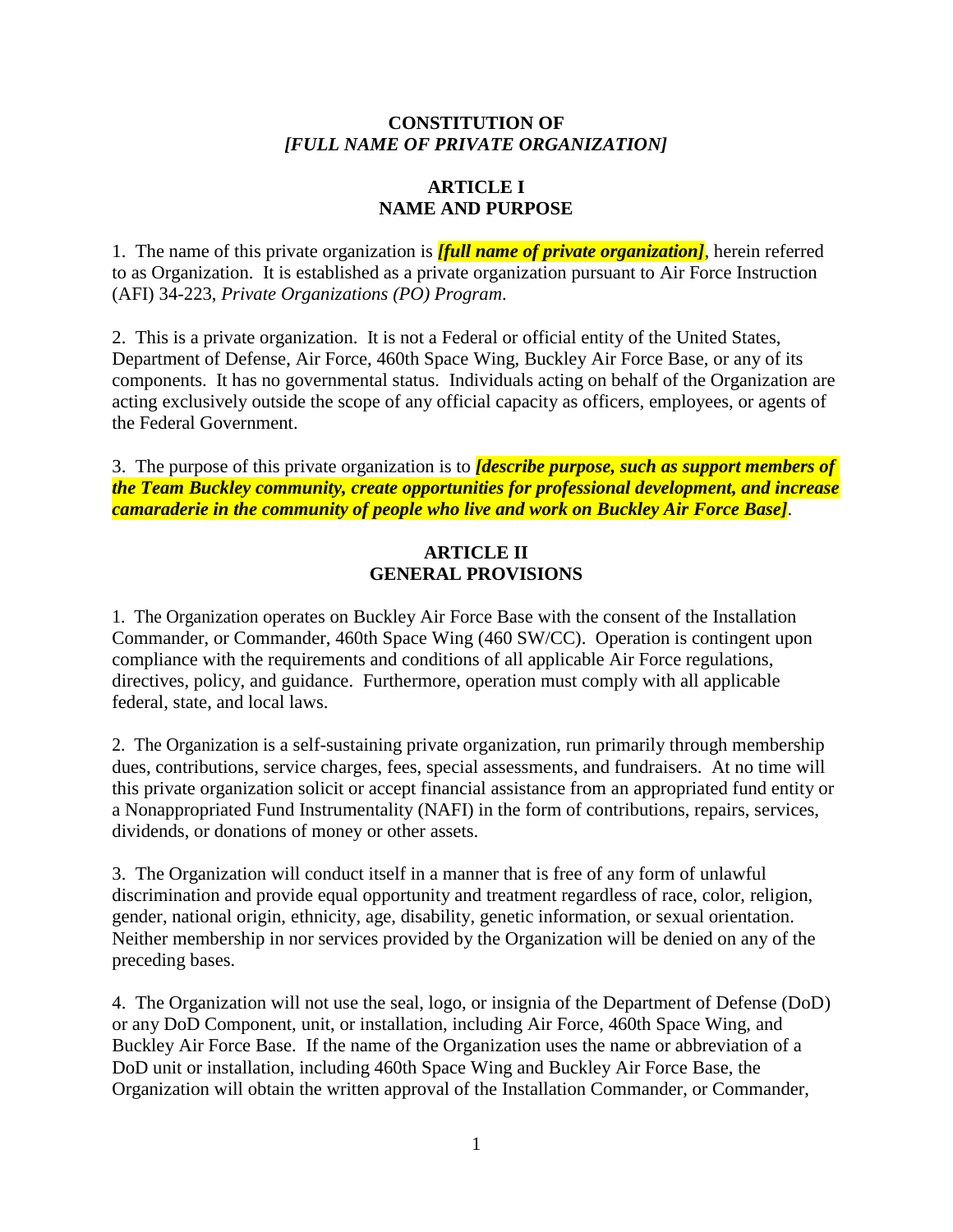# CONSTITUTION OF *[FULL NAME OF PRIVATE ORGANIZATION]*

## ARTICLE I NAME AND PURPOSE

1. The name of this private organization is ***[full name of private organization]***, herein referred to as Organization. It is established as a private organization pursuant to Air Force Instruction (AFI) 34-223, *Private Organizations (PO) Program*.

2. This is a private organization. It is not a Federal or official entity of the United States, Department of Defense, Air Force, 460th Space Wing, Buckley Air Force Base, or any of its components. It has no governmental status. Individuals acting on behalf of the Organization are acting exclusively outside the scope of any official capacity as officers, employees, or agents of the Federal Government.

3. The purpose of this private organization is to ***[describe purpose, such as support members of the Team Buckley community, create opportunities for professional development, and increase camaraderie in the community of people who live and work on Buckley Air Force Base]***.

## ARTICLE II GENERAL PROVISIONS

1. The Organization operates on Buckley Air Force Base with the consent of the Installation Commander, or Commander, 460th Space Wing (460 SW/CC). Operation is contingent upon compliance with the requirements and conditions of all applicable Air Force regulations, directives, policy, and guidance. Furthermore, operation must comply with all applicable federal, state, and local laws.

2. The Organization is a self-sustaining private organization, run primarily through membership dues, contributions, service charges, fees, special assessments, and fundraisers. At no time will this private organization solicit or accept financial assistance from an appropriated fund entity or a Nonappropriated Fund Instrumentality (NAFI) in the form of contributions, repairs, services, dividends, or donations of money or other assets.

3. The Organization will conduct itself in a manner that is free of any form of unlawful discrimination and provide equal opportunity and treatment regardless of race, color, religion, gender, national origin, ethnicity, age, disability, genetic information, or sexual orientation. Neither membership in nor services provided by the Organization will be denied on any of the preceding bases.

4. The Organization will not use the seal, logo, or insignia of the Department of Defense (DoD) or any DoD Component, unit, or installation, including Air Force, 460th Space Wing, and Buckley Air Force Base. If the name of the Organization uses the name or abbreviation of a DoD unit or installation, including 460th Space Wing and Buckley Air Force Base, the Organization will obtain the written approval of the Installation Commander, or Commander,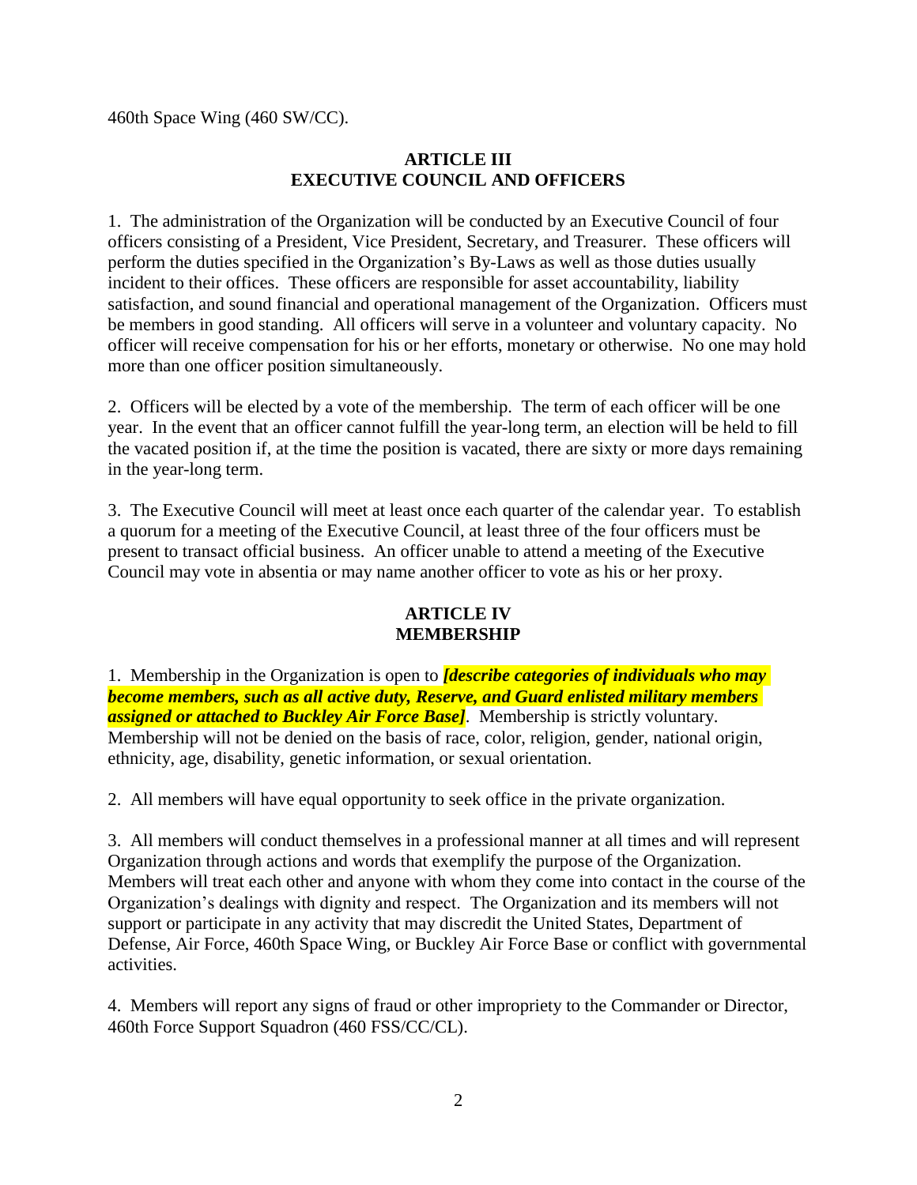460th Space Wing (460 SW/CC).

## ARTICLE III
## EXECUTIVE COUNCIL AND OFFICERS

1. The administration of the Organization will be conducted by an Executive Council of four officers consisting of a President, Vice President, Secretary, and Treasurer. These officers will perform the duties specified in the Organization's By-Laws as well as those duties usually incident to their offices. These officers are responsible for asset accountability, liability satisfaction, and sound financial and operational management of the Organization. Officers must be members in good standing. All officers will serve in a volunteer and voluntary capacity. No officer will receive compensation for his or her efforts, monetary or otherwise. No one may hold more than one officer position simultaneously.

2. Officers will be elected by a vote of the membership. The term of each officer will be one year. In the event that an officer cannot fulfill the year-long term, an election will be held to fill the vacated position if, at the time the position is vacated, there are sixty or more days remaining in the year-long term.

3. The Executive Council will meet at least once each quarter of the calendar year. To establish a quorum for a meeting of the Executive Council, at least three of the four officers must be present to transact official business. An officer unable to attend a meeting of the Executive Council may vote in absentia or may name another officer to vote as his or her proxy.

## ARTICLE IV
## MEMBERSHIP

1. Membership in the Organization is open to ***[describe categories of individuals who may become members, such as all active duty, Reserve, and Guard enlisted military members assigned or attached to Buckley Air Force Base]***. Membership is strictly voluntary. Membership will not be denied on the basis of race, color, religion, gender, national origin, ethnicity, age, disability, genetic information, or sexual orientation.

2. All members will have equal opportunity to seek office in the private organization.

3. All members will conduct themselves in a professional manner at all times and will represent Organization through actions and words that exemplify the purpose of the Organization. Members will treat each other and anyone with whom they come into contact in the course of the Organization's dealings with dignity and respect. The Organization and its members will not support or participate in any activity that may discredit the United States, Department of Defense, Air Force, 460th Space Wing, or Buckley Air Force Base or conflict with governmental activities.

4. Members will report any signs of fraud or other impropriety to the Commander or Director, 460th Force Support Squadron (460 FSS/CC/CL).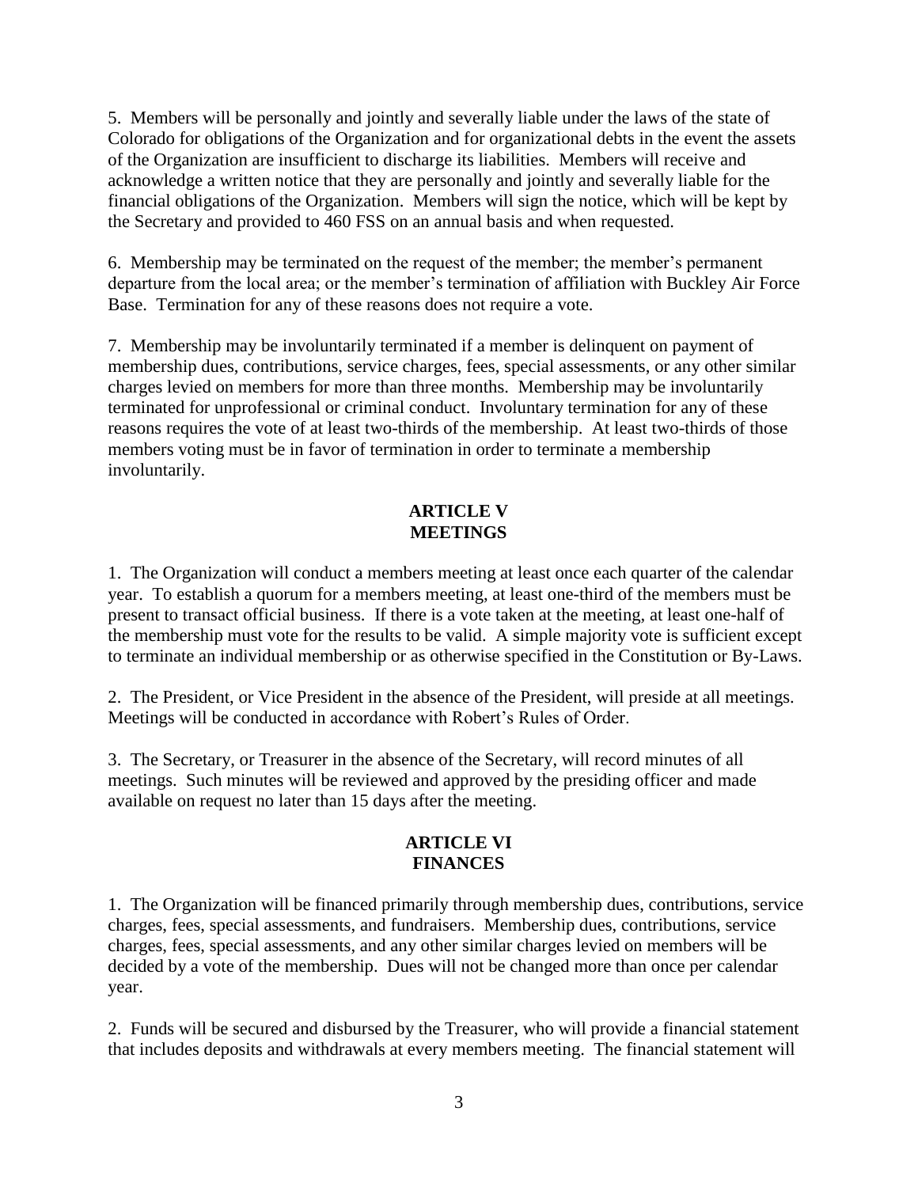5. Members will be personally and jointly and severally liable under the laws of the state of Colorado for obligations of the Organization and for organizational debts in the event the assets of the Organization are insufficient to discharge its liabilities. Members will receive and acknowledge a written notice that they are personally and jointly and severally liable for the financial obligations of the Organization. Members will sign the notice, which will be kept by the Secretary and provided to 460 FSS on an annual basis and when requested.

6. Membership may be terminated on the request of the member; the member's permanent departure from the local area; or the member's termination of affiliation with Buckley Air Force Base. Termination for any of these reasons does not require a vote.

7. Membership may be involuntarily terminated if a member is delinquent on payment of membership dues, contributions, service charges, fees, special assessments, or any other similar charges levied on members for more than three months. Membership may be involuntarily terminated for unprofessional or criminal conduct. Involuntary termination for any of these reasons requires the vote of at least two-thirds of the membership. At least two-thirds of those members voting must be in favor of termination in order to terminate a membership involuntarily.

## ARTICLE V
## MEETINGS

1. The Organization will conduct a members meeting at least once each quarter of the calendar year. To establish a quorum for a members meeting, at least one-third of the members must be present to transact official business. If there is a vote taken at the meeting, at least one-half of the membership must vote for the results to be valid. A simple majority vote is sufficient except to terminate an individual membership or as otherwise specified in the Constitution or By-Laws.

2. The President, or Vice President in the absence of the President, will preside at all meetings. Meetings will be conducted in accordance with Robert's Rules of Order.

3. The Secretary, or Treasurer in the absence of the Secretary, will record minutes of all meetings. Such minutes will be reviewed and approved by the presiding officer and made available on request no later than 15 days after the meeting.

## ARTICLE VI
## FINANCES

1. The Organization will be financed primarily through membership dues, contributions, service charges, fees, special assessments, and fundraisers. Membership dues, contributions, service charges, fees, special assessments, and any other similar charges levied on members will be decided by a vote of the membership. Dues will not be changed more than once per calendar year.

2. Funds will be secured and disbursed by the Treasurer, who will provide a financial statement that includes deposits and withdrawals at every members meeting. The financial statement will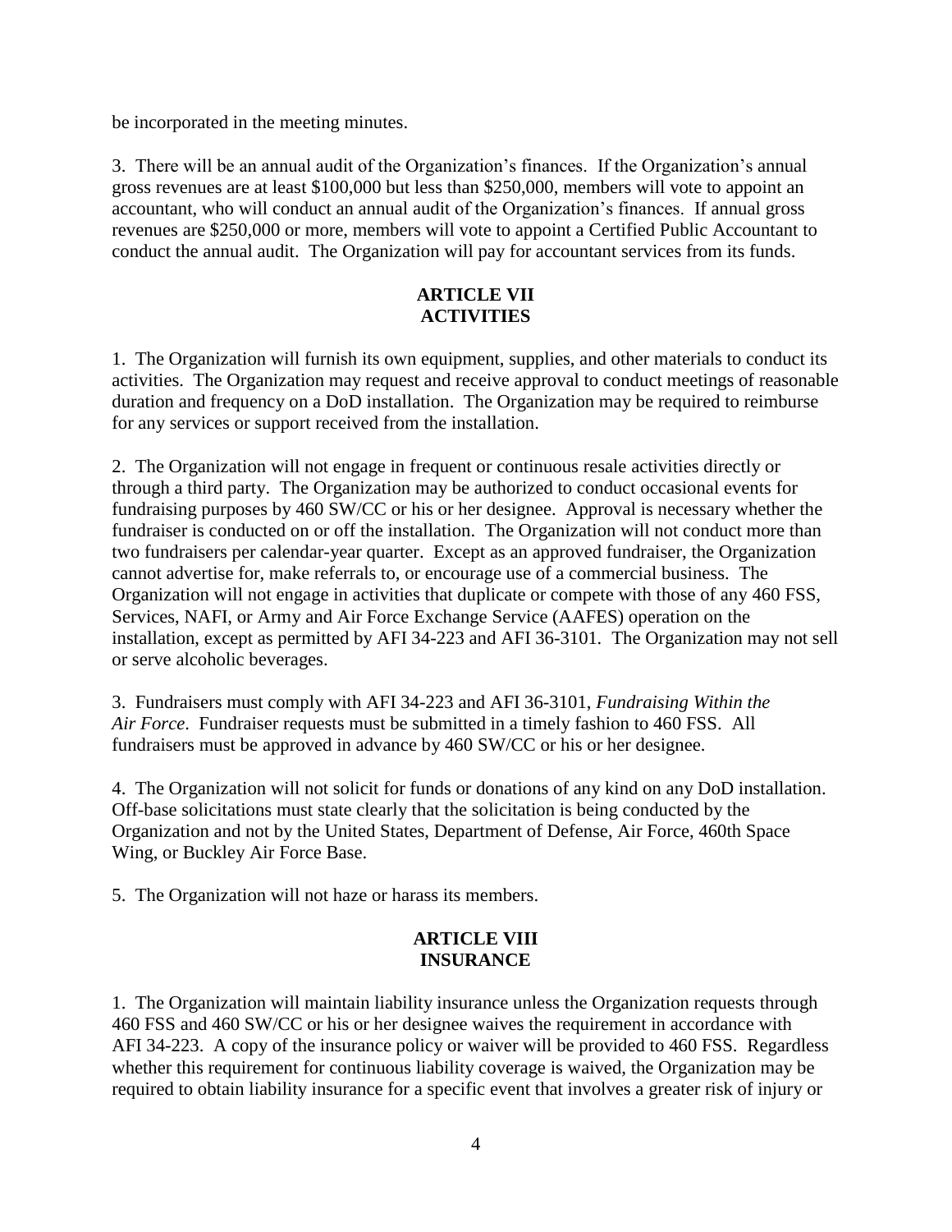be incorporated in the meeting minutes.

3. There will be an annual audit of the Organization's finances. If the Organization's annual gross revenues are at least \$100,000 but less than \$250,000, members will vote to appoint an accountant, who will conduct an annual audit of the Organization's finances. If annual gross revenues are \$250,000 or more, members will vote to appoint a Certified Public Accountant to conduct the annual audit. The Organization will pay for accountant services from its funds.

## ARTICLE VII
## ACTIVITIES

1. The Organization will furnish its own equipment, supplies, and other materials to conduct its activities. The Organization may request and receive approval to conduct meetings of reasonable duration and frequency on a DoD installation. The Organization may be required to reimburse for any services or support received from the installation.

2. The Organization will not engage in frequent or continuous resale activities directly or through a third party. The Organization may be authorized to conduct occasional events for fundraising purposes by 460 SW/CC or his or her designee. Approval is necessary whether the fundraiser is conducted on or off the installation. The Organization will not conduct more than two fundraisers per calendar-year quarter. Except as an approved fundraiser, the Organization cannot advertise for, make referrals to, or encourage use of a commercial business. The Organization will not engage in activities that duplicate or compete with those of any 460 FSS, Services, NAFI, or Army and Air Force Exchange Service (AAFES) operation on the installation, except as permitted by AFI 34-223 and AFI 36-3101. The Organization may not sell or serve alcoholic beverages.

3. Fundraisers must comply with AFI 34-223 and AFI 36-3101, *Fundraising Within the Air Force*. Fundraiser requests must be submitted in a timely fashion to 460 FSS. All fundraisers must be approved in advance by 460 SW/CC or his or her designee.

4. The Organization will not solicit for funds or donations of any kind on any DoD installation. Off-base solicitations must state clearly that the solicitation is being conducted by the Organization and not by the United States, Department of Defense, Air Force, 460th Space Wing, or Buckley Air Force Base.

5. The Organization will not haze or harass its members.

## ARTICLE VIII
## INSURANCE

1. The Organization will maintain liability insurance unless the Organization requests through 460 FSS and 460 SW/CC or his or her designee waives the requirement in accordance with AFI 34-223. A copy of the insurance policy or waiver will be provided to 460 FSS. Regardless whether this requirement for continuous liability coverage is waived, the Organization may be required to obtain liability insurance for a specific event that involves a greater risk of injury or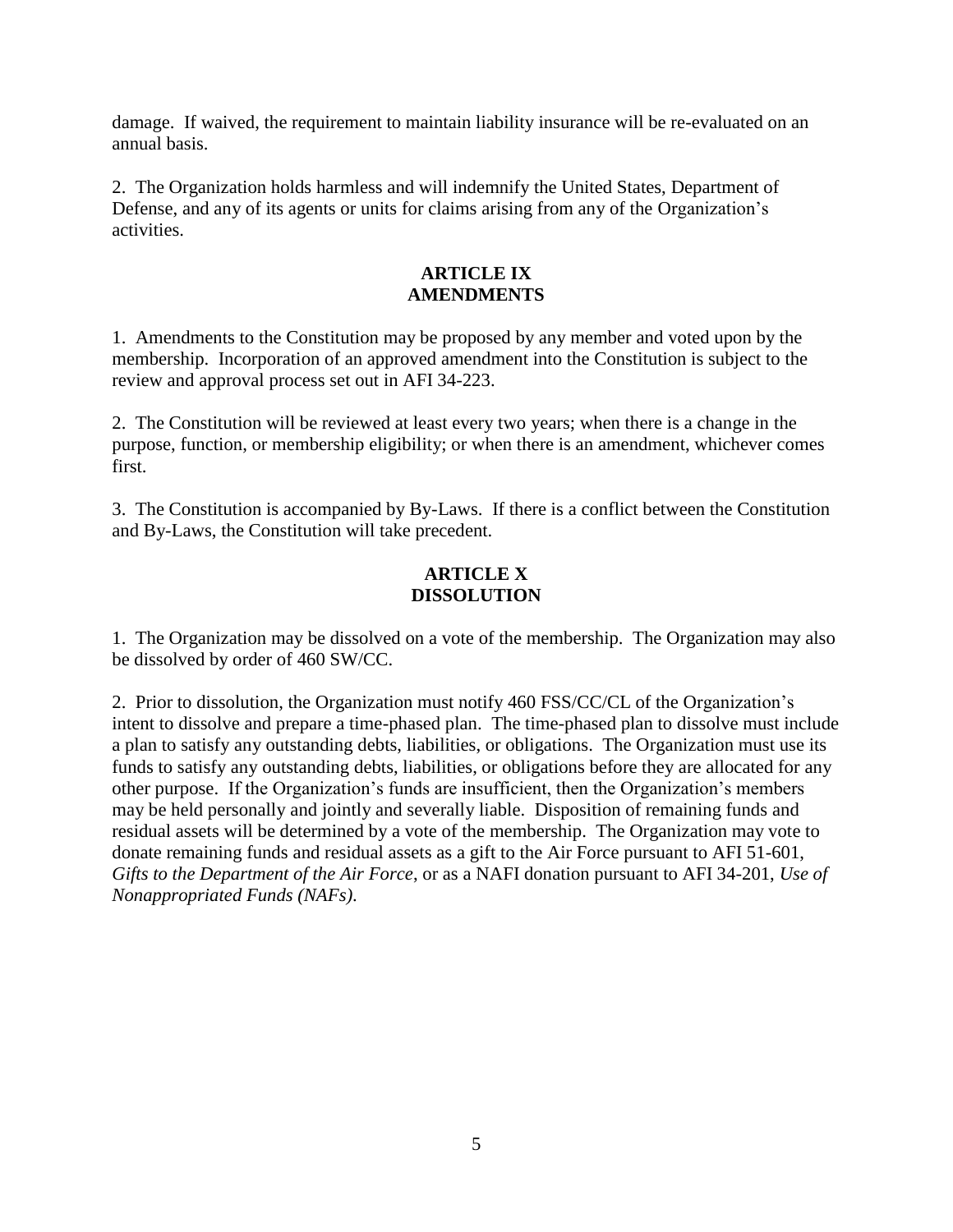damage. If waived, the requirement to maintain liability insurance will be re-evaluated on an annual basis.

2. The Organization holds harmless and will indemnify the United States, Department of Defense, and any of its agents or units for claims arising from any of the Organization's activities.

## ARTICLE IX
## AMENDMENTS

1. Amendments to the Constitution may be proposed by any member and voted upon by the membership. Incorporation of an approved amendment into the Constitution is subject to the review and approval process set out in AFI 34-223.

2. The Constitution will be reviewed at least every two years; when there is a change in the purpose, function, or membership eligibility; or when there is an amendment, whichever comes first.

3. The Constitution is accompanied by By-Laws. If there is a conflict between the Constitution and By-Laws, the Constitution will take precedent.

## ARTICLE X
## DISSOLUTION

1. The Organization may be dissolved on a vote of the membership. The Organization may also be dissolved by order of 460 SW/CC.

2. Prior to dissolution, the Organization must notify 460 FSS/CC/CL of the Organization's intent to dissolve and prepare a time-phased plan. The time-phased plan to dissolve must include a plan to satisfy any outstanding debts, liabilities, or obligations. The Organization must use its funds to satisfy any outstanding debts, liabilities, or obligations before they are allocated for any other purpose. If the Organization's funds are insufficient, then the Organization's members may be held personally and jointly and severally liable. Disposition of remaining funds and residual assets will be determined by a vote of the membership. The Organization may vote to donate remaining funds and residual assets as a gift to the Air Force pursuant to AFI 51-601, *Gifts to the Department of the Air Force*, or as a NAFI donation pursuant to AFI 34-201, *Use of Nonappropriated Funds (NAFs)*.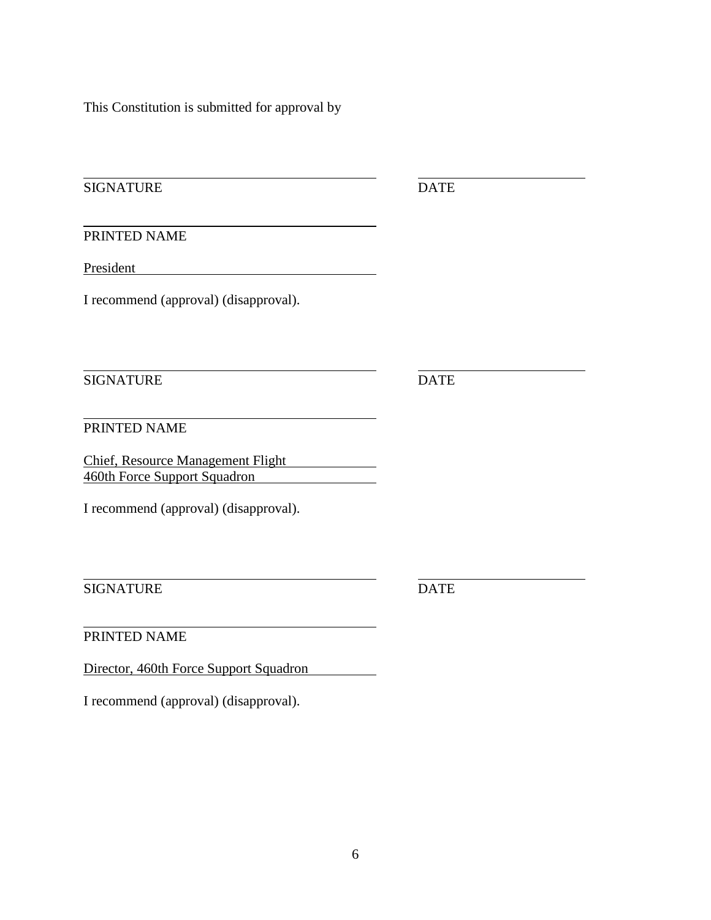This Constitution is submitted for approval by

\_\_\_\_\_\_\_\_\_\_\_\_\_\_\_\_\_\_\_\_\_\_\_\_\_\_\_\_\_\_\_\_\_\_\_\_\_\_\_\_ \_\_\_\_\_\_\_\_\_\_\_\_\_\_\_\_\_\_\_\_\_\_

SIGNATURE DATE

\_\_\_\_\_\_\_\_\_\_\_\_\_\_\_\_\_\_\_\_\_\_\_\_\_\_\_\_\_\_\_\_\_\_\_\_\_\_\_\_

PRINTED NAME

President

I recommend (approval) (disapproval).

\_\_\_\_\_\_\_\_\_\_\_\_\_\_\_\_\_\_\_\_\_\_\_\_\_\_\_\_\_\_\_\_\_\_\_\_\_\_\_\_ \_\_\_\_\_\_\_\_\_\_\_\_\_\_\_\_\_\_\_\_\_\_

SIGNATURE DATE

\_\_\_\_\_\_\_\_\_\_\_\_\_\_\_\_\_\_\_\_\_\_\_\_\_\_\_\_\_\_\_\_\_\_\_\_\_\_\_\_

PRINTED NAME

Chief, Resource Management Flight
460th Force Support Squadron

I recommend (approval) (disapproval).

\_\_\_\_\_\_\_\_\_\_\_\_\_\_\_\_\_\_\_\_\_\_\_\_\_\_\_\_\_\_\_\_\_\_\_\_\_\_\_\_ \_\_\_\_\_\_\_\_\_\_\_\_\_\_\_\_\_\_\_\_\_\_

SIGNATURE DATE

\_\_\_\_\_\_\_\_\_\_\_\_\_\_\_\_\_\_\_\_\_\_\_\_\_\_\_\_\_\_\_\_\_\_\_\_\_\_\_\_

PRINTED NAME

Director, 460th Force Support Squadron

I recommend (approval) (disapproval).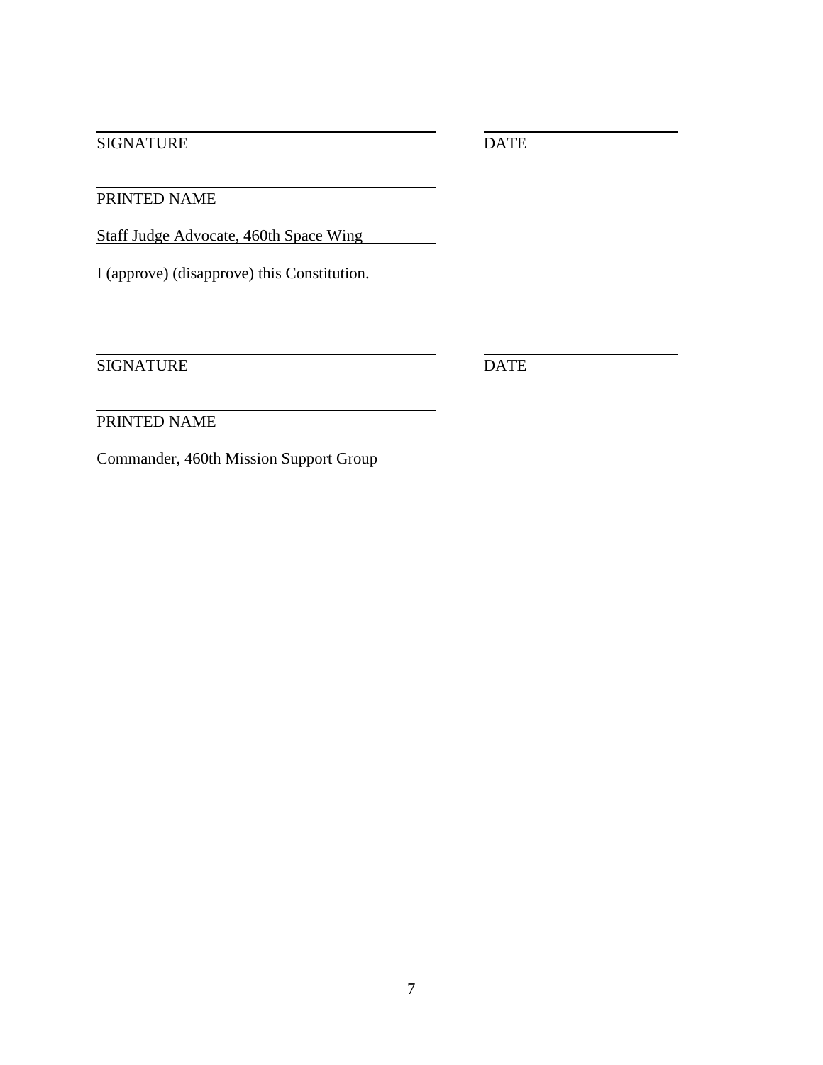_______________________________________________ _______________________

SIGNATURE DATE

_______________________________________________

PRINTED NAME

Staff Judge Advocate, 460th Space Wing

I (approve) (disapprove) this Constitution.

_______________________________________________ _______________________

SIGNATURE DATE

_______________________________________________

PRINTED NAME

Commander, 460th Mission Support Group